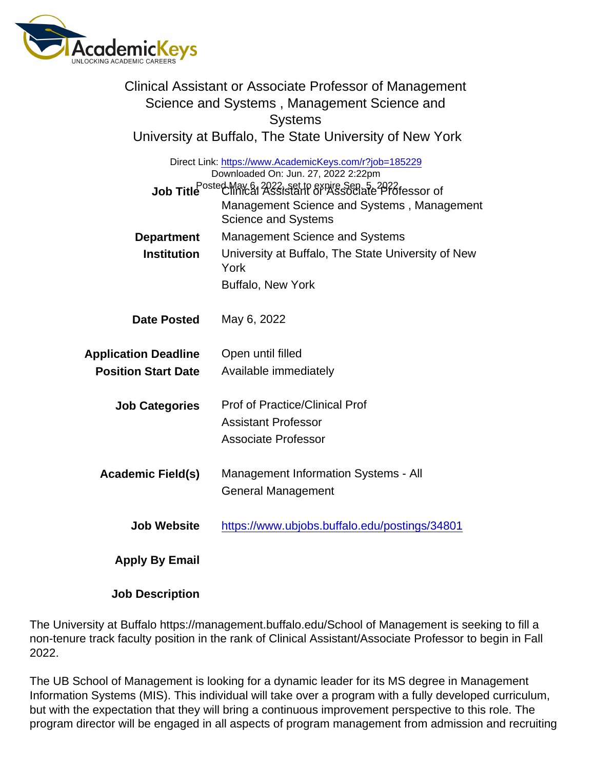# Clinical Assistant or Associate Professor of Management Science and Systems , Management Science and Systems

## University at Buffalo, The State University of New York

Direct Link: https://www.AcademicKeys.com/r?job=185229
Downloaded On: Jun. 27, 2022 2:22pm
Posted May 6, 2022, set to expire Sep. 5, 2022

| | |
|---|---|
| **Job Title** | Clinical Assistant or Associate Professor of Management Science and Systems , Management Science and Systems |
| **Department** | Management Science and Systems |
| **Institution** | University at Buffalo, The State University of New York<br>Buffalo, New York |
| **Date Posted** | May 6, 2022 |
| **Application Deadline** | Open until filled |
| **Position Start Date** | Available immediately |
| **Job Categories** | Prof of Practice/Clinical Prof<br>Assistant Professor<br>Associate Professor |
| **Academic Field(s)** | Management Information Systems - All<br>General Management |
| **Job Website** | https://www.ubjobs.buffalo.edu/postings/34801 |
| **Apply By Email** | |
| **Job Description** | |

The University at Buffalo https://management.buffalo.edu/School of Management is seeking to fill a non-tenure track faculty position in the rank of Clinical Assistant/Associate Professor to begin in Fall 2022.

The UB School of Management is looking for a dynamic leader for its MS degree in Management Information Systems (MIS). This individual will take over a program with a fully developed curriculum, but with the expectation that they will bring a continuous improvement perspective to this role. The program director will be engaged in all aspects of program management from admission and recruiting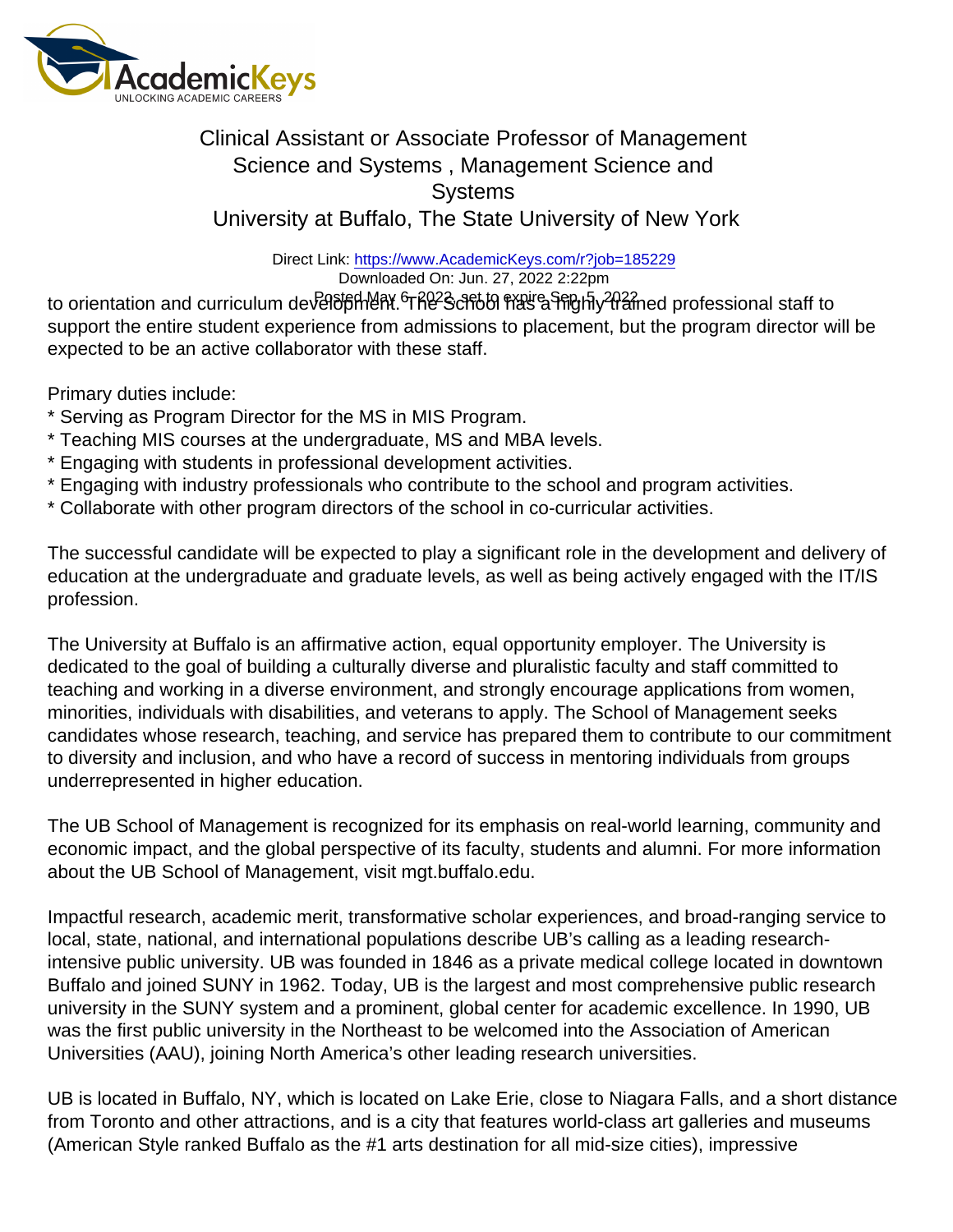to orientation and curriculum development. The School has a highly trained professional staff to support the entire student experience from admissions to placement, but the program director will be expected to be an active collaborator with these staff.

Primary duties include:
* Serving as Program Director for the MS in MIS Program.
* Teaching MIS courses at the undergraduate, MS and MBA levels.
* Engaging with students in professional development activities.
* Engaging with industry professionals who contribute to the school and program activities.
* Collaborate with other program directors of the school in co-curricular activities.

The successful candidate will be expected to play a significant role in the development and delivery of education at the undergraduate and graduate levels, as well as being actively engaged with the IT/IS profession.

The University at Buffalo is an affirmative action, equal opportunity employer. The University is dedicated to the goal of building a culturally diverse and pluralistic faculty and staff committed to teaching and working in a diverse environment, and strongly encourage applications from women, minorities, individuals with disabilities, and veterans to apply. The School of Management seeks candidates whose research, teaching, and service has prepared them to contribute to our commitment to diversity and inclusion, and who have a record of success in mentoring individuals from groups underrepresented in higher education.

The UB School of Management is recognized for its emphasis on real-world learning, community and economic impact, and the global perspective of its faculty, students and alumni. For more information about the UB School of Management, visit mgt.buffalo.edu.

Impactful research, academic merit, transformative scholar experiences, and broad-ranging service to local, state, national, and international populations describe UB's calling as a leading research-intensive public university. UB was founded in 1846 as a private medical college located in downtown Buffalo and joined SUNY in 1962. Today, UB is the largest and most comprehensive public research university in the SUNY system and a prominent, global center for academic excellence. In 1990, UB was the first public university in the Northeast to be welcomed into the Association of American Universities (AAU), joining North America's other leading research universities.

UB is located in Buffalo, NY, which is located on Lake Erie, close to Niagara Falls, and a short distance from Toronto and other attractions, and is a city that features world-class art galleries and museums (American Style ranked Buffalo as the #1 arts destination for all mid-size cities), impressive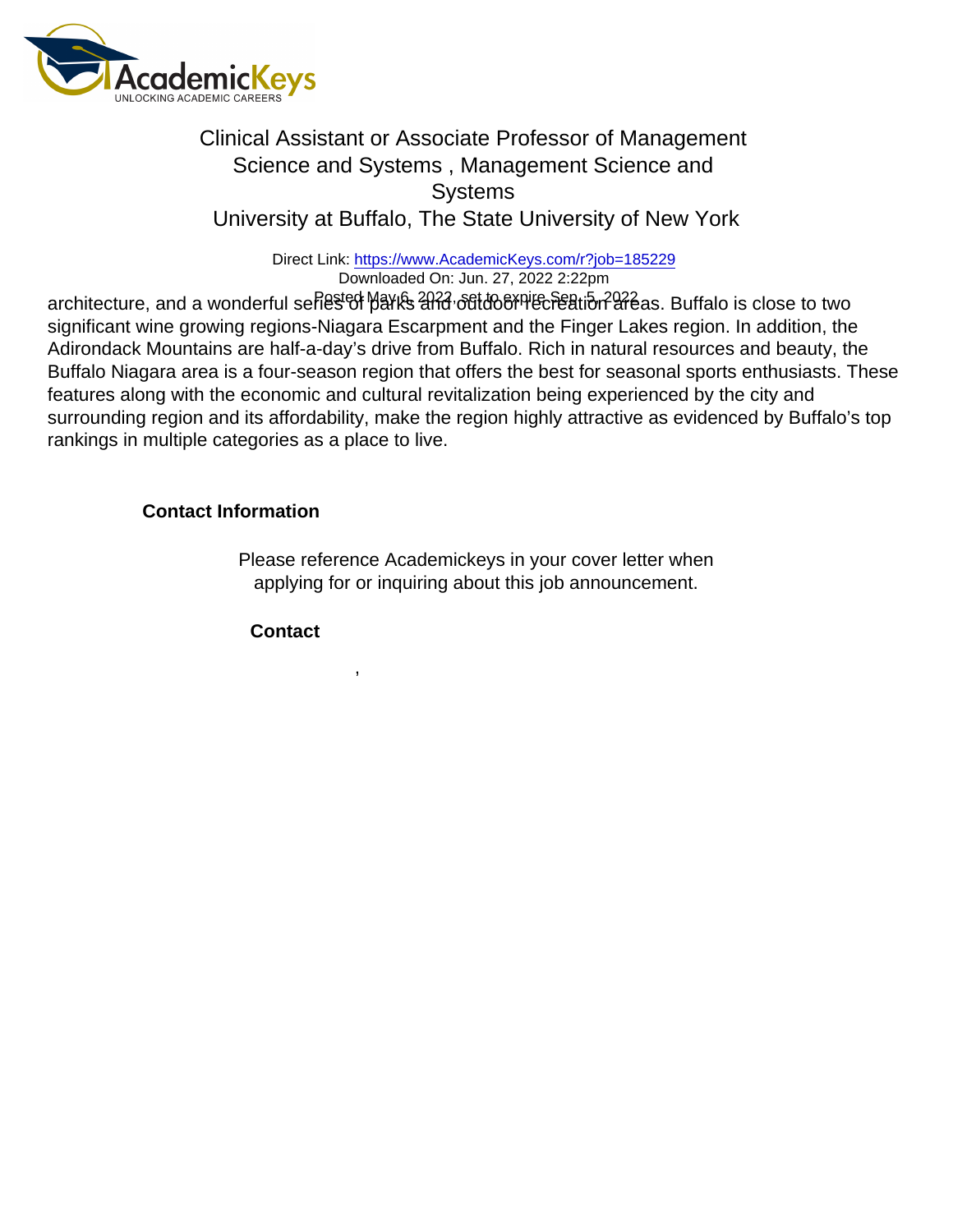architecture, and a wonderful series of parks and outdoor recreation areas. Buffalo is close to two significant wine growing regions-Niagara Escarpment and the Finger Lakes region. In addition, the Adirondack Mountains are half-a-day's drive from Buffalo. Rich in natural resources and beauty, the Buffalo Niagara area is a four-season region that offers the best for seasonal sports enthusiasts. These features along with the economic and cultural revitalization being experienced by the city and surrounding region and its affordability, make the region highly attractive as evidenced by Buffalo's top rankings in multiple categories as a place to live.

### Contact Information

Please reference Academickeys in your cover letter when applying for or inquiring about this job announcement.

**Contact**

,